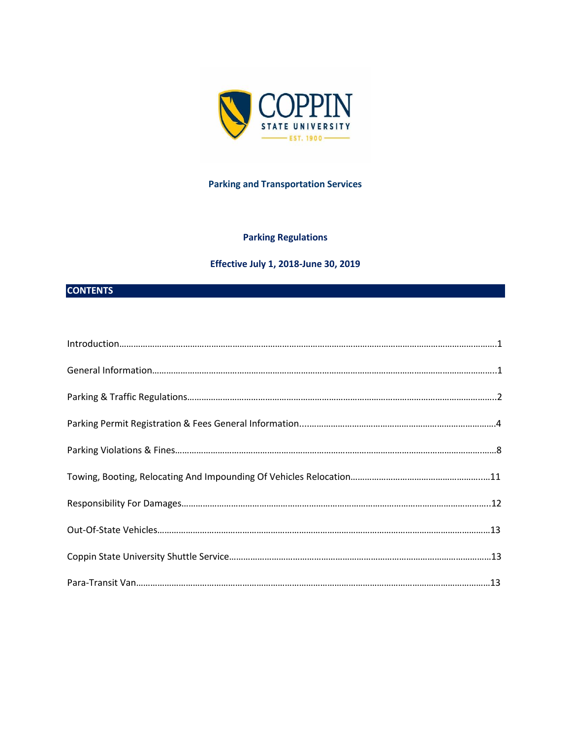COPPIN STATE UNIVERSITY

EST. 1900

**Parking and Transportation Services**

**Parking Regulations**

**Effective July 1, 2018-June 30, 2019**

## CONTENTS

Introduction……………………………………………………………………………………………………………………………….1

General Information………………………………………………………………………………………………………………….1

Parking & Traffic Regulations……………………………………………………………………………………………………..2

Parking Permit Registration & Fees General Information...………………………………………………………………4

Parking Violations & Fines……………………………………………………………………………………………………………8

Towing, Booting, Relocating And Impounding Of Vehicles Relocation…………………………………………………11

Responsibility For Damages………………………………………………………………………………………………………..12

Out-Of-State Vehicles……………………………………………………………………………………………………………….13

Coppin State University Shuttle Service…………………………………………………………………………………………13

Para-Transit Van…………………………………………………………………………………………………………………….13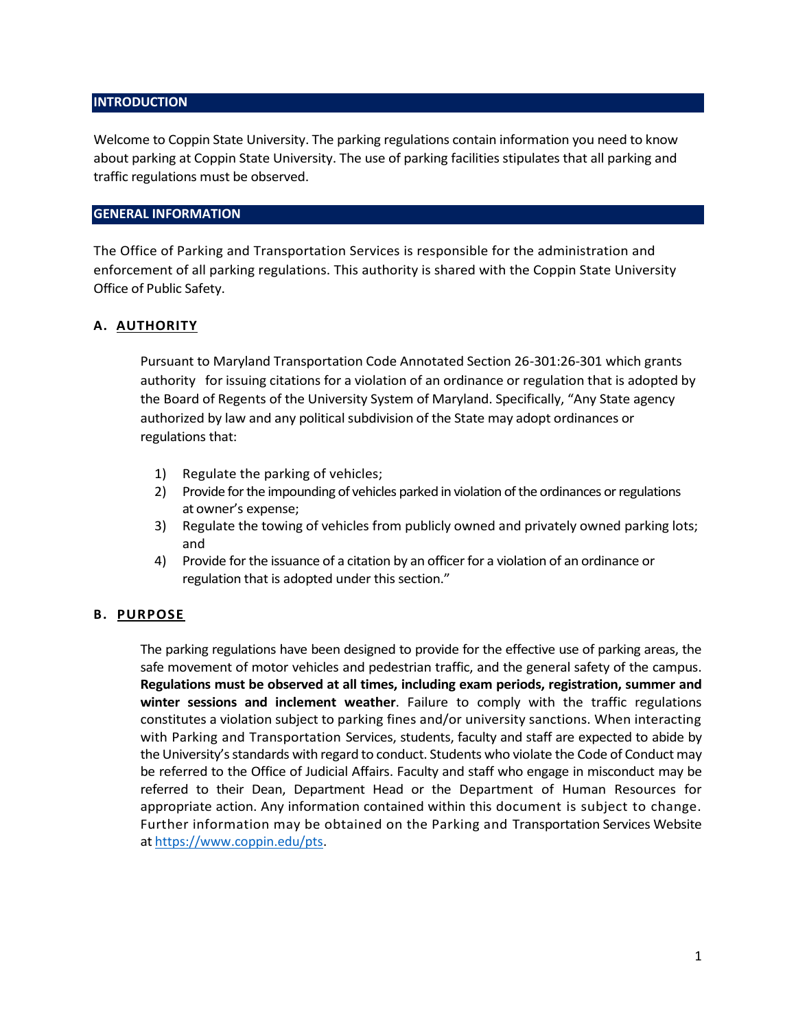## INTRODUCTION

Welcome to Coppin State University. The parking regulations contain information you need to know about parking at Coppin State University. The use of parking facilities stipulates that all parking and traffic regulations must be observed.

## GENERAL INFORMATION

The Office of Parking and Transportation Services is responsible for the administration and enforcement of all parking regulations. This authority is shared with the Coppin State University Office of Public Safety.

### A. AUTHORITY

Pursuant to Maryland Transportation Code Annotated Section 26-301:26-301 which grants authority for issuing citations for a violation of an ordinance or regulation that is adopted by the Board of Regents of the University System of Maryland. Specifically, "Any State agency authorized by law and any political subdivision of the State may adopt ordinances or regulations that:

1) Regulate the parking of vehicles;
2) Provide for the impounding of vehicles parked in violation of the ordinances or regulations at owner's expense;
3) Regulate the towing of vehicles from publicly owned and privately owned parking lots; and
4) Provide for the issuance of a citation by an officer for a violation of an ordinance or regulation that is adopted under this section."

### B. PURPOSE

The parking regulations have been designed to provide for the effective use of parking areas, the safe movement of motor vehicles and pedestrian traffic, and the general safety of the campus. **Regulations must be observed at all times, including exam periods, registration, summer and winter sessions and inclement weather**. Failure to comply with the traffic regulations constitutes a violation subject to parking fines and/or university sanctions. When interacting with Parking and Transportation Services, students, faculty and staff are expected to abide by the University's standards with regard to conduct. Students who violate the Code of Conduct may be referred to the Office of Judicial Affairs. Faculty and staff who engage in misconduct may be referred to their Dean, Department Head or the Department of Human Resources for appropriate action. Any information contained within this document is subject to change. Further information may be obtained on the Parking and Transportation Services Website at https://www.coppin.edu/pts.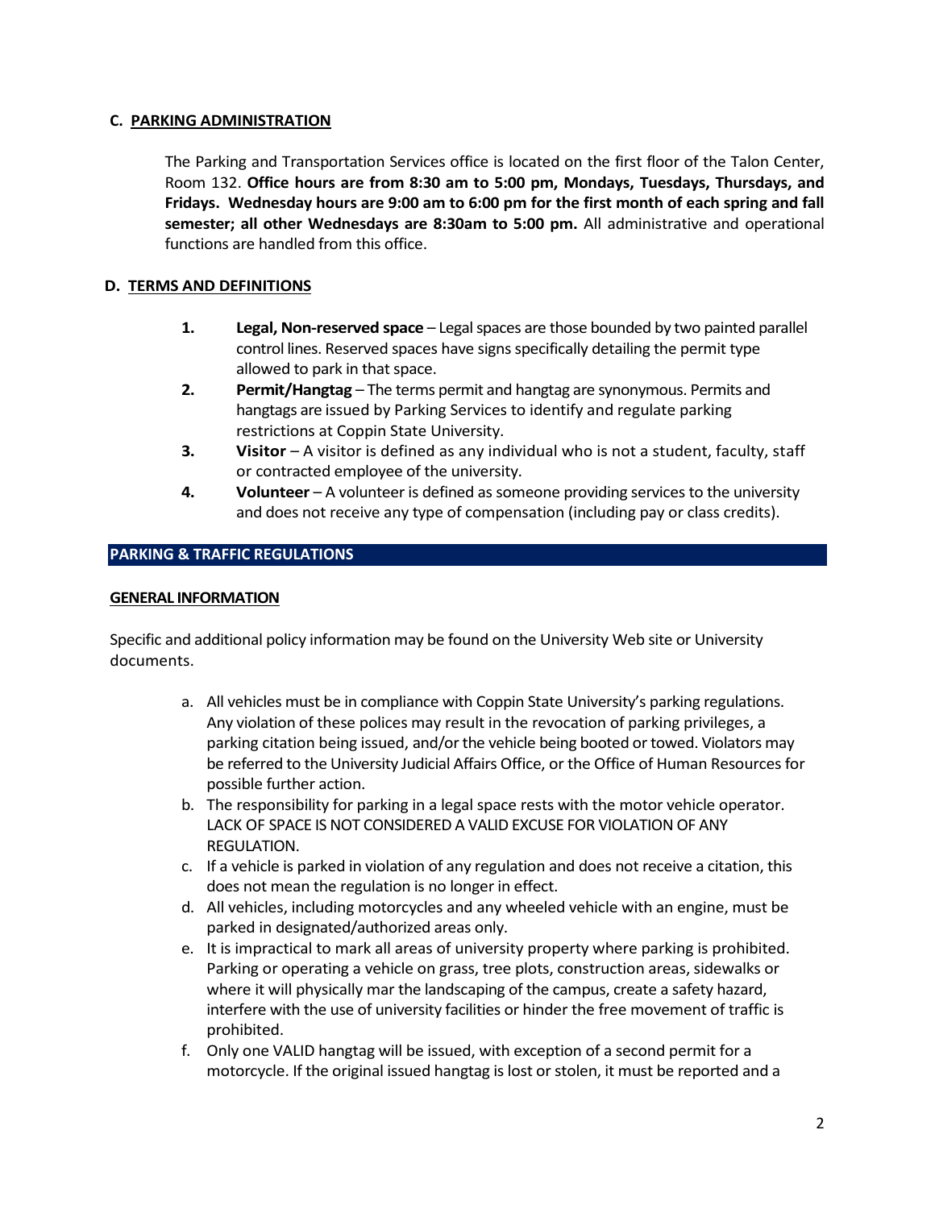## C. PARKING ADMINISTRATION

The Parking and Transportation Services office is located on the first floor of the Talon Center, Room 132. **Office hours are from 8:30 am to 5:00 pm, Mondays, Tuesdays, Thursdays, and Fridays. Wednesday hours are 9:00 am to 6:00 pm for the first month of each spring and fall semester; all other Wednesdays are 8:30am to 5:00 pm.** All administrative and operational functions are handled from this office.

## D. TERMS AND DEFINITIONS

1. **Legal, Non-reserved space** – Legal spaces are those bounded by two painted parallel control lines. Reserved spaces have signs specifically detailing the permit type allowed to park in that space.
2. **Permit/Hangtag** – The terms permit and hangtag are synonymous. Permits and hangtags are issued by Parking Services to identify and regulate parking restrictions at Coppin State University.
3. **Visitor** – A visitor is defined as any individual who is not a student, faculty, staff or contracted employee of the university.
4. **Volunteer** – A volunteer is defined as someone providing services to the university and does not receive any type of compensation (including pay or class credits).

## PARKING & TRAFFIC REGULATIONS

### GENERAL INFORMATION

Specific and additional policy information may be found on the University Web site or University documents.

a. All vehicles must be in compliance with Coppin State University's parking regulations. Any violation of these polices may result in the revocation of parking privileges, a parking citation being issued, and/or the vehicle being booted or towed. Violators may be referred to the University Judicial Affairs Office, or the Office of Human Resources for possible further action.
b. The responsibility for parking in a legal space rests with the motor vehicle operator. LACK OF SPACE IS NOT CONSIDERED A VALID EXCUSE FOR VIOLATION OF ANY REGULATION.
c. If a vehicle is parked in violation of any regulation and does not receive a citation, this does not mean the regulation is no longer in effect.
d. All vehicles, including motorcycles and any wheeled vehicle with an engine, must be parked in designated/authorized areas only.
e. It is impractical to mark all areas of university property where parking is prohibited. Parking or operating a vehicle on grass, tree plots, construction areas, sidewalks or where it will physically mar the landscaping of the campus, create a safety hazard, interfere with the use of university facilities or hinder the free movement of traffic is prohibited.
f. Only one VALID hangtag will be issued, with exception of a second permit for a motorcycle. If the original issued hangtag is lost or stolen, it must be reported and a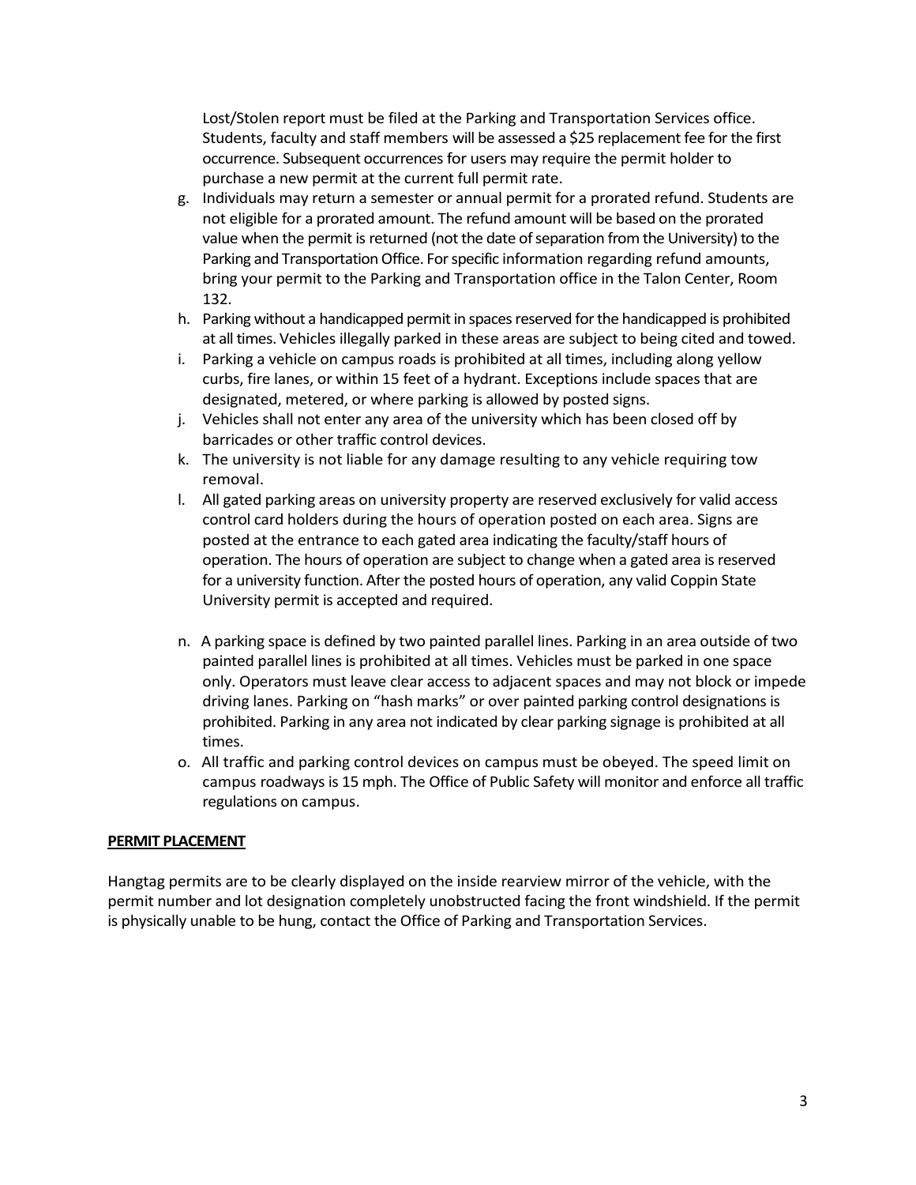Lost/Stolen report must be filed at the Parking and Transportation Services office. Students, faculty and staff members will be assessed a $25 replacement fee for the first occurrence. Subsequent occurrences for users may require the permit holder to purchase a new permit at the current full permit rate.

g. Individuals may return a semester or annual permit for a prorated refund. Students are not eligible for a prorated amount. The refund amount will be based on the prorated value when the permit is returned (not the date of separation from the University) to the Parking and Transportation Office. For specific information regarding refund amounts, bring your permit to the Parking and Transportation office in the Talon Center, Room 132.
h. Parking without a handicapped permit in spaces reserved for the handicapped is prohibited at all times. Vehicles illegally parked in these areas are subject to being cited and towed.
i. Parking a vehicle on campus roads is prohibited at all times, including along yellow curbs, fire lanes, or within 15 feet of a hydrant. Exceptions include spaces that are designated, metered, or where parking is allowed by posted signs.
j. Vehicles shall not enter any area of the university which has been closed off by barricades or other traffic control devices.
k. The university is not liable for any damage resulting to any vehicle requiring tow removal.
l. All gated parking areas on university property are reserved exclusively for valid access control card holders during the hours of operation posted on each area. Signs are posted at the entrance to each gated area indicating the faculty/staff hours of operation. The hours of operation are subject to change when a gated area is reserved for a university function. After the posted hours of operation, any valid Coppin State University permit is accepted and required.

n. A parking space is defined by two painted parallel lines. Parking in an area outside of two painted parallel lines is prohibited at all times. Vehicles must be parked in one space only. Operators must leave clear access to adjacent spaces and may not block or impede driving lanes. Parking on "hash marks" or over painted parking control designations is prohibited. Parking in any area not indicated by clear parking signage is prohibited at all times.
o. All traffic and parking control devices on campus must be obeyed. The speed limit on campus roadways is 15 mph. The Office of Public Safety will monitor and enforce all traffic regulations on campus.

**PERMIT PLACEMENT**

Hangtag permits are to be clearly displayed on the inside rearview mirror of the vehicle, with the permit number and lot designation completely unobstructed facing the front windshield. If the permit is physically unable to be hung, contact the Office of Parking and Transportation Services.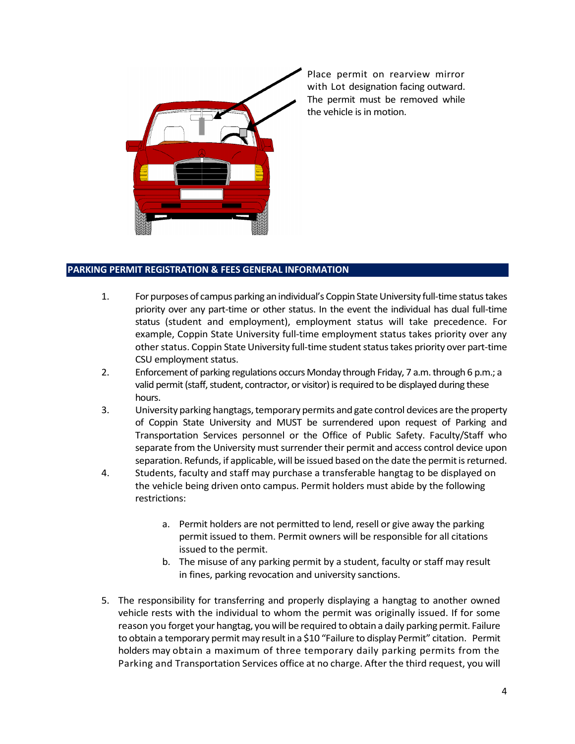Place permit on rearview mirror with Lot designation facing outward. The permit must be removed while the vehicle is in motion.

## PARKING PERMIT REGISTRATION & FEES GENERAL INFORMATION

1. For purposes of campus parking an individual's Coppin State University full-time status takes priority over any part-time or other status. In the event the individual has dual full-time status (student and employment), employment status will take precedence. For example, Coppin State University full-time employment status takes priority over any other status. Coppin State University full-time student status takes priority over part-time CSU employment status.
2. Enforcement of parking regulations occurs Monday through Friday, 7 a.m. through 6 p.m.; a valid permit (staff, student, contractor, or visitor) is required to be displayed during these hours.
3. University parking hangtags, temporary permits and gate control devices are the property of Coppin State University and MUST be surrendered upon request of Parking and Transportation Services personnel or the Office of Public Safety. Faculty/Staff who separate from the University must surrender their permit and access control device upon separation. Refunds, if applicable, will be issued based on the date the permit is returned.
4. Students, faculty and staff may purchase a transferable hangtag to be displayed on the vehicle being driven onto campus. Permit holders must abide by the following restrictions:
    a. Permit holders are not permitted to lend, resell or give away the parking permit issued to them. Permit owners will be responsible for all citations issued to the permit.
    b. The misuse of any parking permit by a student, faculty or staff may result in fines, parking revocation and university sanctions.
5. The responsibility for transferring and properly displaying a hangtag to another owned vehicle rests with the individual to whom the permit was originally issued. If for some reason you forget your hangtag, you will be required to obtain a daily parking permit. Failure to obtain a temporary permit may result in a $10 "Failure to display Permit" citation. Permit holders may obtain a maximum of three temporary daily parking permits from the Parking and Transportation Services office at no charge. After the third request, you will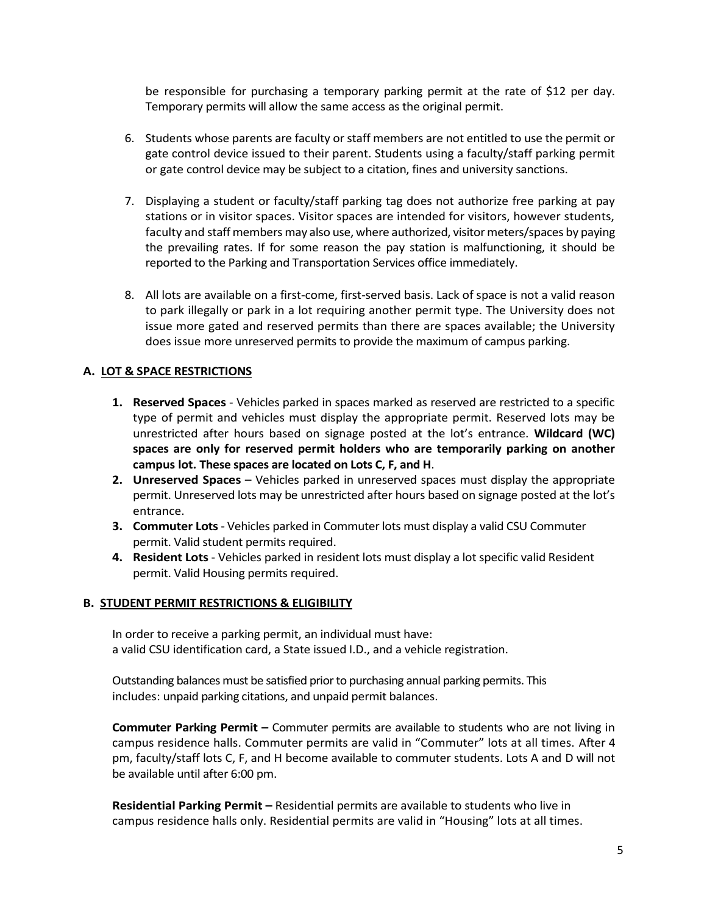be responsible for purchasing a temporary parking permit at the rate of $12 per day. Temporary permits will allow the same access as the original permit.

6. Students whose parents are faculty or staff members are not entitled to use the permit or gate control device issued to their parent. Students using a faculty/staff parking permit or gate control device may be subject to a citation, fines and university sanctions.

7. Displaying a student or faculty/staff parking tag does not authorize free parking at pay stations or in visitor spaces. Visitor spaces are intended for visitors, however students, faculty and staff members may also use, where authorized, visitor meters/spaces by paying the prevailing rates. If for some reason the pay station is malfunctioning, it should be reported to the Parking and Transportation Services office immediately.

8. All lots are available on a first-come, first-served basis. Lack of space is not a valid reason to park illegally or park in a lot requiring another permit type. The University does not issue more gated and reserved permits than there are spaces available; the University does issue more unreserved permits to provide the maximum of campus parking.

### A. LOT & SPACE RESTRICTIONS

1. **Reserved Spaces** - Vehicles parked in spaces marked as reserved are restricted to a specific type of permit and vehicles must display the appropriate permit. Reserved lots may be unrestricted after hours based on signage posted at the lot's entrance. **Wildcard (WC) spaces are only for reserved permit holders who are temporarily parking on another campus lot. These spaces are located on Lots C, F, and H**.
2. **Unreserved Spaces** – Vehicles parked in unreserved spaces must display the appropriate permit. Unreserved lots may be unrestricted after hours based on signage posted at the lot's entrance.
3. **Commuter Lots** - Vehicles parked in Commuter lots must display a valid CSU Commuter permit. Valid student permits required.
4. **Resident Lots** - Vehicles parked in resident lots must display a lot specific valid Resident permit. Valid Housing permits required.

### B. STUDENT PERMIT RESTRICTIONS & ELIGIBILITY

In order to receive a parking permit, an individual must have:
a valid CSU identification card, a State issued I.D., and a vehicle registration.

Outstanding balances must be satisfied prior to purchasing annual parking permits. This includes: unpaid parking citations, and unpaid permit balances.

**Commuter Parking Permit –** Commuter permits are available to students who are not living in campus residence halls. Commuter permits are valid in "Commuter" lots at all times. After 4 pm, faculty/staff lots C, F, and H become available to commuter students. Lots A and D will not be available until after 6:00 pm.

**Residential Parking Permit –** Residential permits are available to students who live in campus residence halls only. Residential permits are valid in "Housing" lots at all times.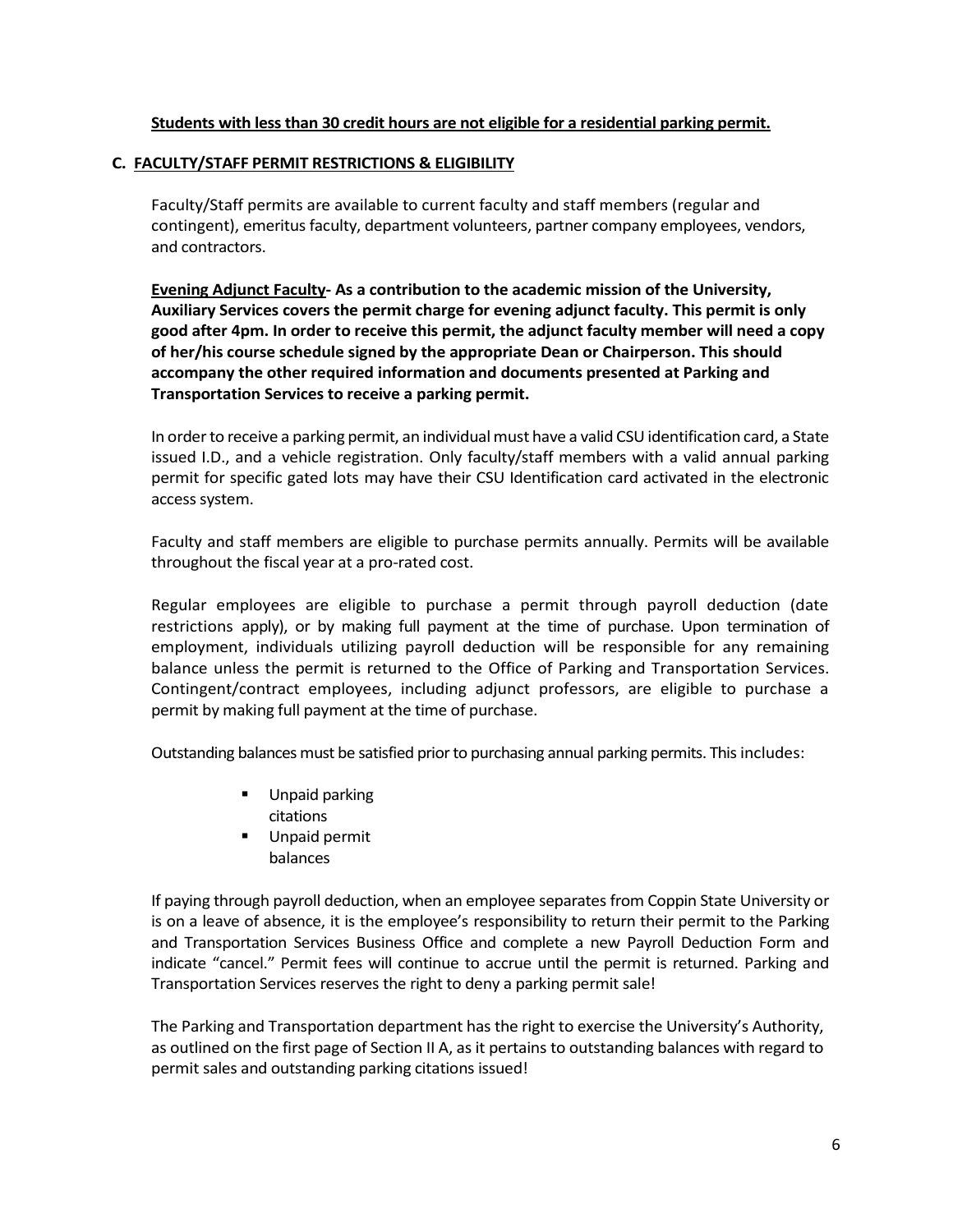**Students with less than 30 credit hours are not eligible for a residential parking permit.**

## C. FACULTY/STAFF PERMIT RESTRICTIONS & ELIGIBILITY

Faculty/Staff permits are available to current faculty and staff members (regular and contingent), emeritus faculty, department volunteers, partner company employees, vendors, and contractors.

**Evening Adjunct Faculty- As a contribution to the academic mission of the University, Auxiliary Services covers the permit charge for evening adjunct faculty. This permit is only good after 4pm. In order to receive this permit, the adjunct faculty member will need a copy of her/his course schedule signed by the appropriate Dean or Chairperson. This should accompany the other required information and documents presented at Parking and Transportation Services to receive a parking permit.**

In order to receive a parking permit, an individual must have a valid CSU identification card, a State issued I.D., and a vehicle registration. Only faculty/staff members with a valid annual parking permit for specific gated lots may have their CSU Identification card activated in the electronic access system.

Faculty and staff members are eligible to purchase permits annually. Permits will be available throughout the fiscal year at a pro-rated cost.

Regular employees are eligible to purchase a permit through payroll deduction (date restrictions apply), or by making full payment at the time of purchase. Upon termination of employment, individuals utilizing payroll deduction will be responsible for any remaining balance unless the permit is returned to the Office of Parking and Transportation Services. Contingent/contract employees, including adjunct professors, are eligible to purchase a permit by making full payment at the time of purchase.

Outstanding balances must be satisfied prior to purchasing annual parking permits. This includes:

- Unpaid parking citations
- Unpaid permit balances

If paying through payroll deduction, when an employee separates from Coppin State University or is on a leave of absence, it is the employee's responsibility to return their permit to the Parking and Transportation Services Business Office and complete a new Payroll Deduction Form and indicate "cancel." Permit fees will continue to accrue until the permit is returned. Parking and Transportation Services reserves the right to deny a parking permit sale!

The Parking and Transportation department has the right to exercise the University's Authority, as outlined on the first page of Section II A, as it pertains to outstanding balances with regard to permit sales and outstanding parking citations issued!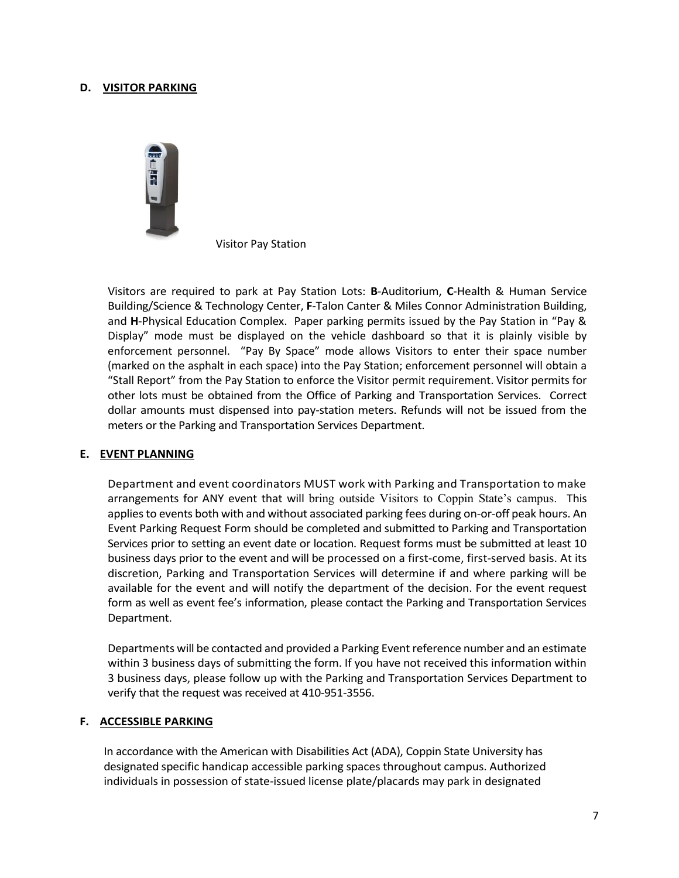**D. VISITOR PARKING**

Visitor Pay Station

Visitors are required to park at Pay Station Lots: **B**-Auditorium, **C**-Health & Human Service Building/Science & Technology Center, **F**-Talon Canter & Miles Connor Administration Building, and **H**-Physical Education Complex. Paper parking permits issued by the Pay Station in "Pay & Display" mode must be displayed on the vehicle dashboard so that it is plainly visible by enforcement personnel. "Pay By Space" mode allows Visitors to enter their space number (marked on the asphalt in each space) into the Pay Station; enforcement personnel will obtain a "Stall Report" from the Pay Station to enforce the Visitor permit requirement. Visitor permits for other lots must be obtained from the Office of Parking and Transportation Services. Correct dollar amounts must dispensed into pay-station meters. Refunds will not be issued from the meters or the Parking and Transportation Services Department.

**E. EVENT PLANNING**

Department and event coordinators MUST work with Parking and Transportation to make arrangements for ANY event that will bring outside Visitors to Coppin State's campus. This applies to events both with and without associated parking fees during on-or-off peak hours. An Event Parking Request Form should be completed and submitted to Parking and Transportation Services prior to setting an event date or location. Request forms must be submitted at least 10 business days prior to the event and will be processed on a first-come, first-served basis. At its discretion, Parking and Transportation Services will determine if and where parking will be available for the event and will notify the department of the decision. For the event request form as well as event fee's information, please contact the Parking and Transportation Services Department.

Departments will be contacted and provided a Parking Event reference number and an estimate within 3 business days of submitting the form. If you have not received this information within 3 business days, please follow up with the Parking and Transportation Services Department to verify that the request was received at 410-951-3556.

**F. ACCESSIBLE PARKING**

In accordance with the American with Disabilities Act (ADA), Coppin State University has designated specific handicap accessible parking spaces throughout campus. Authorized individuals in possession of state-issued license plate/placards may park in designated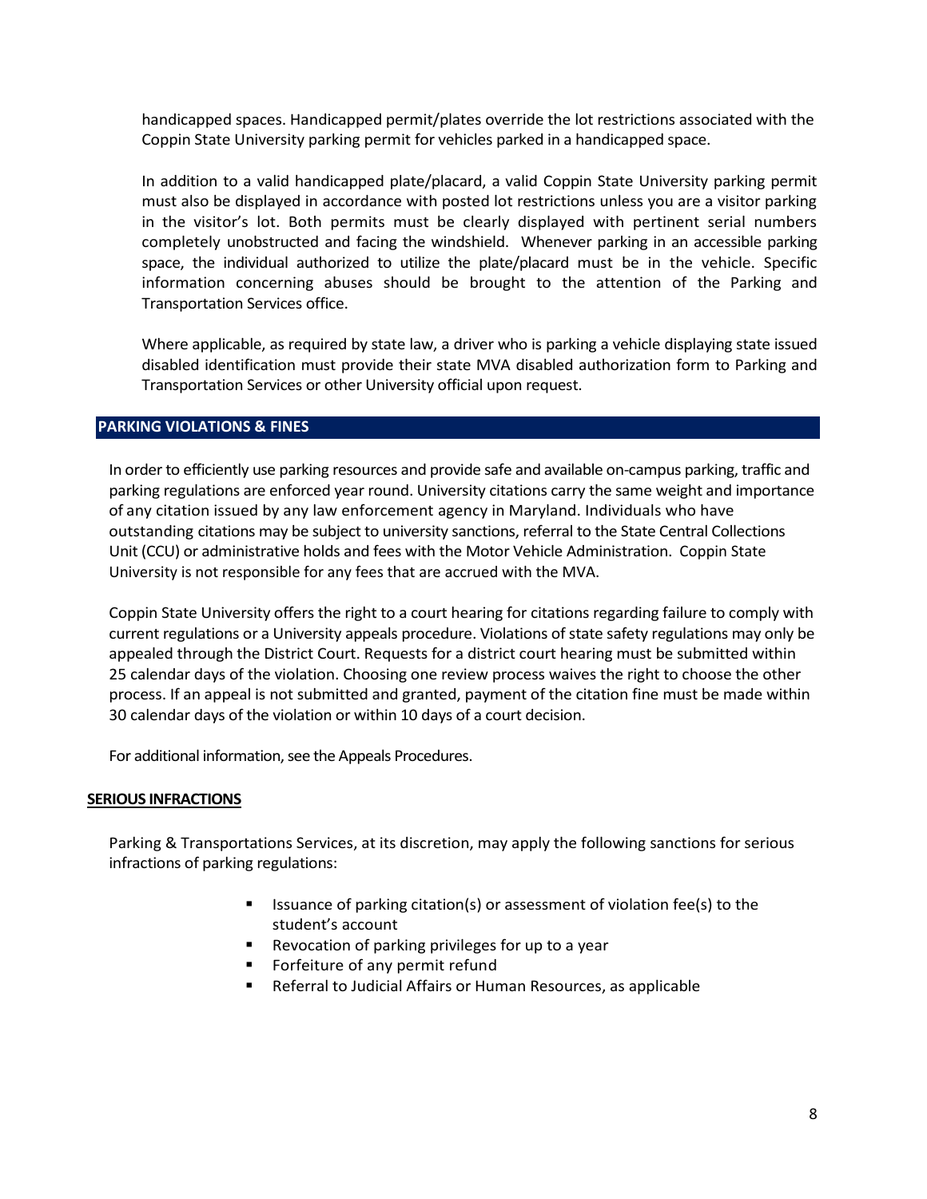handicapped spaces. Handicapped permit/plates override the lot restrictions associated with the Coppin State University parking permit for vehicles parked in a handicapped space.

In addition to a valid handicapped plate/placard, a valid Coppin State University parking permit must also be displayed in accordance with posted lot restrictions unless you are a visitor parking in the visitor's lot. Both permits must be clearly displayed with pertinent serial numbers completely unobstructed and facing the windshield. Whenever parking in an accessible parking space, the individual authorized to utilize the plate/placard must be in the vehicle. Specific information concerning abuses should be brought to the attention of the Parking and Transportation Services office.

Where applicable, as required by state law, a driver who is parking a vehicle displaying state issued disabled identification must provide their state MVA disabled authorization form to Parking and Transportation Services or other University official upon request.

## PARKING VIOLATIONS & FINES

In order to efficiently use parking resources and provide safe and available on-campus parking, traffic and parking regulations are enforced year round. University citations carry the same weight and importance of any citation issued by any law enforcement agency in Maryland. Individuals who have outstanding citations may be subject to university sanctions, referral to the State Central Collections Unit (CCU) or administrative holds and fees with the Motor Vehicle Administration. Coppin State University is not responsible for any fees that are accrued with the MVA.

Coppin State University offers the right to a court hearing for citations regarding failure to comply with current regulations or a University appeals procedure. Violations of state safety regulations may only be appealed through the District Court. Requests for a district court hearing must be submitted within 25 calendar days of the violation. Choosing one review process waives the right to choose the other process. If an appeal is not submitted and granted, payment of the citation fine must be made within 30 calendar days of the violation or within 10 days of a court decision.

For additional information, see the Appeals Procedures.

### SERIOUS INFRACTIONS

Parking & Transportations Services, at its discretion, may apply the following sanctions for serious infractions of parking regulations:

- Issuance of parking citation(s) or assessment of violation fee(s) to the student's account
- Revocation of parking privileges for up to a year
- Forfeiture of any permit refund
- Referral to Judicial Affairs or Human Resources, as applicable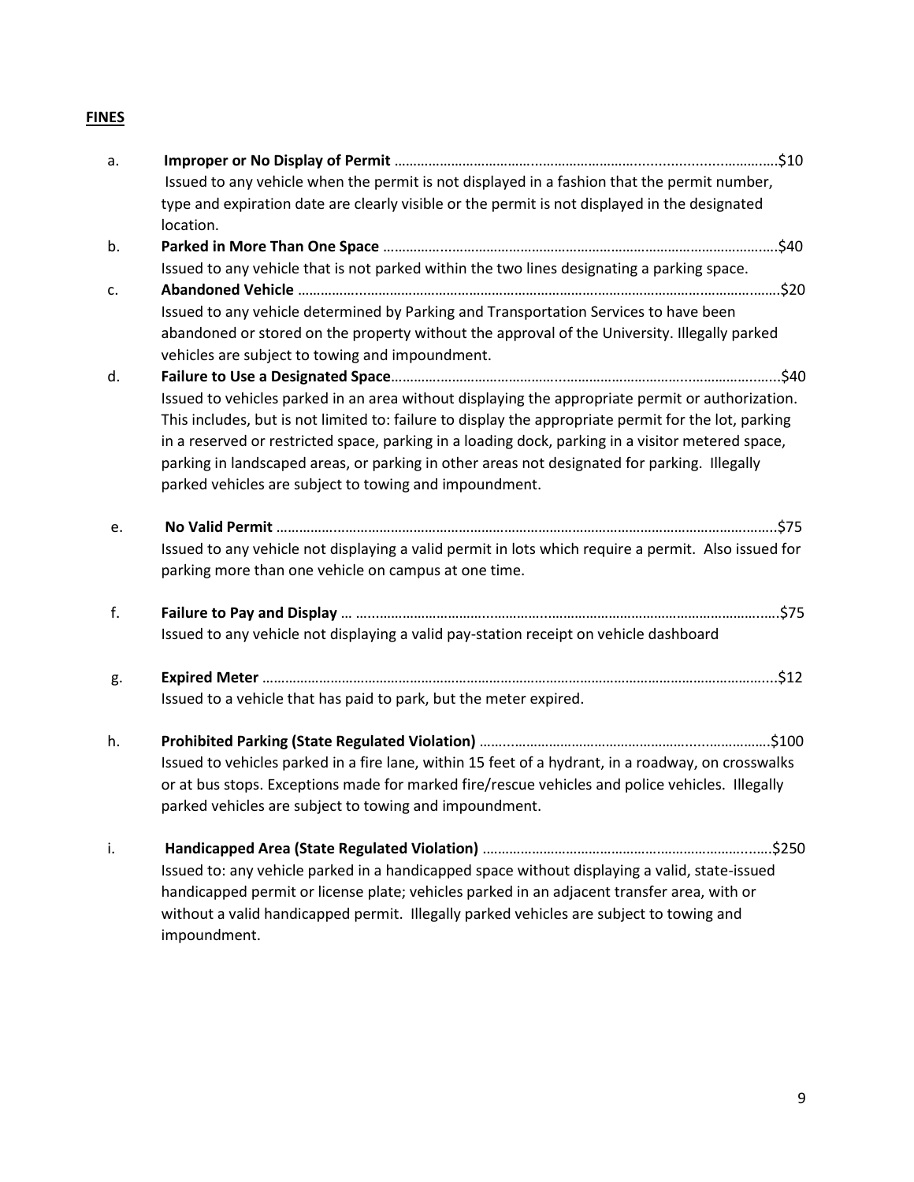**FINES**

a. **Improper or No Display of Permit** ……………………………………………………………………………$10
Issued to any vehicle when the permit is not displayed in a fashion that the permit number, type and expiration date are clearly visible or the permit is not displayed in the designated location.

b. **Parked in More Than One Space** ……………………………………………………………………………$40
Issued to any vehicle that is not parked within the two lines designating a parking space.

c. **Abandoned Vehicle** ……………………………………………………………………………………………$20
Issued to any vehicle determined by Parking and Transportation Services to have been abandoned or stored on the property without the approval of the University. Illegally parked vehicles are subject to towing and impoundment.

d. **Failure to Use a Designated Space**………………………………………………………………………$40
Issued to vehicles parked in an area without displaying the appropriate permit or authorization. This includes, but is not limited to: failure to display the appropriate permit for the lot, parking in a reserved or restricted space, parking in a loading dock, parking in a visitor metered space, parking in landscaped areas, or parking in other areas not designated for parking. Illegally parked vehicles are subject to towing and impoundment.

e. **No Valid Permit** ………………………………………………………………………………………………$75
Issued to any vehicle not displaying a valid permit in lots which require a permit. Also issued for parking more than one vehicle on campus at one time.

f. **Failure to Pay and Display** … ……………………………………………………………………………$75
Issued to any vehicle not displaying a valid pay-station receipt on vehicle dashboard

g. **Expired Meter** …………………………………………………………………………………………………$12
Issued to a vehicle that has paid to park, but the meter expired.

h. **Prohibited Parking (State Regulated Violation)** ……………………………………………………$100
Issued to vehicles parked in a fire lane, within 15 feet of a hydrant, in a roadway, on crosswalks or at bus stops. Exceptions made for marked fire/rescue vehicles and police vehicles. Illegally parked vehicles are subject to towing and impoundment.

i. **Handicapped Area (State Regulated Violation)** ……………………………………………………$250
Issued to: any vehicle parked in a handicapped space without displaying a valid, state-issued handicapped permit or license plate; vehicles parked in an adjacent transfer area, with or without a valid handicapped permit. Illegally parked vehicles are subject to towing and impoundment.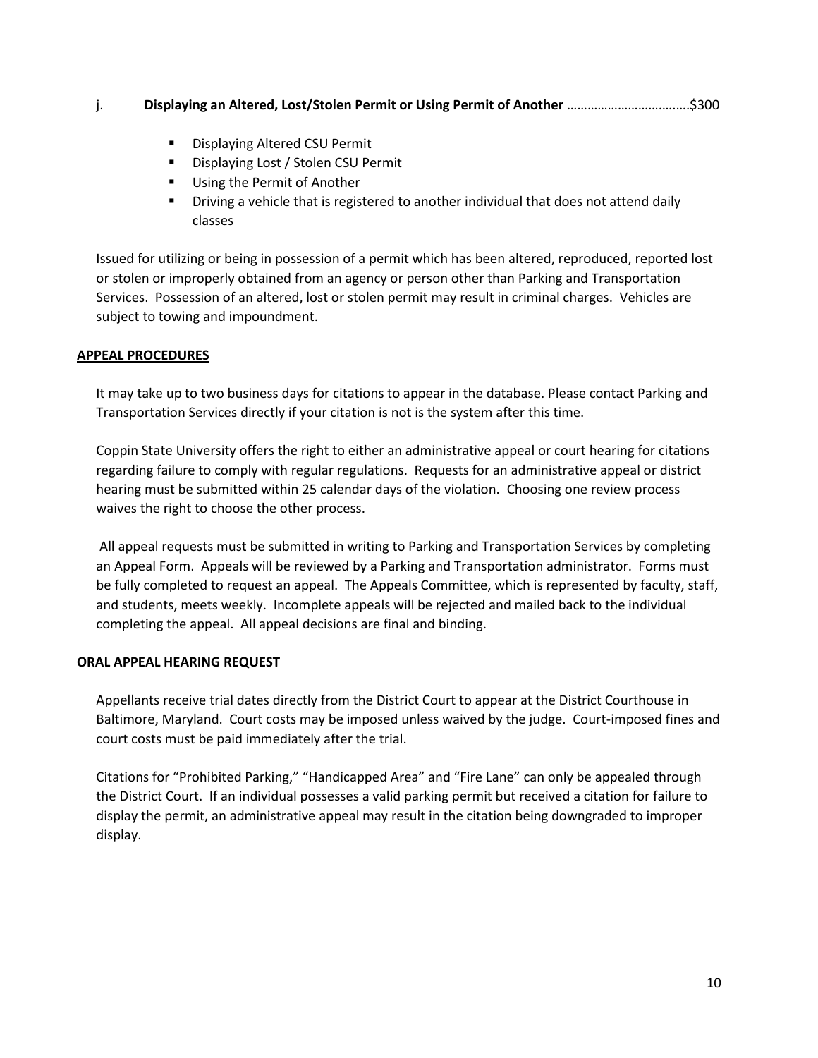j. **Displaying an Altered, Lost/Stolen Permit or Using Permit of Another** ……………………………..$300

- Displaying Altered CSU Permit
- Displaying Lost / Stolen CSU Permit
- Using the Permit of Another
- Driving a vehicle that is registered to another individual that does not attend daily classes

Issued for utilizing or being in possession of a permit which has been altered, reproduced, reported lost or stolen or improperly obtained from an agency or person other than Parking and Transportation Services. Possession of an altered, lost or stolen permit may result in criminal charges. Vehicles are subject to towing and impoundment.

**APPEAL PROCEDURES**

It may take up to two business days for citations to appear in the database. Please contact Parking and Transportation Services directly if your citation is not is the system after this time.

Coppin State University offers the right to either an administrative appeal or court hearing for citations regarding failure to comply with regular regulations. Requests for an administrative appeal or district hearing must be submitted within 25 calendar days of the violation. Choosing one review process waives the right to choose the other process.

All appeal requests must be submitted in writing to Parking and Transportation Services by completing an Appeal Form. Appeals will be reviewed by a Parking and Transportation administrator. Forms must be fully completed to request an appeal. The Appeals Committee, which is represented by faculty, staff, and students, meets weekly. Incomplete appeals will be rejected and mailed back to the individual completing the appeal. All appeal decisions are final and binding.

**ORAL APPEAL HEARING REQUEST**

Appellants receive trial dates directly from the District Court to appear at the District Courthouse in Baltimore, Maryland. Court costs may be imposed unless waived by the judge. Court-imposed fines and court costs must be paid immediately after the trial.

Citations for "Prohibited Parking," "Handicapped Area" and "Fire Lane" can only be appealed through the District Court. If an individual possesses a valid parking permit but received a citation for failure to display the permit, an administrative appeal may result in the citation being downgraded to improper display.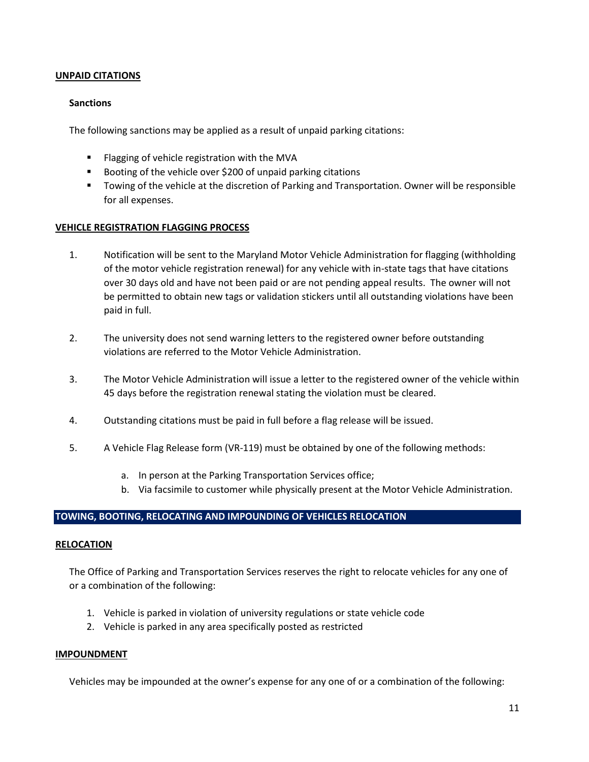## UNPAID CITATIONS

### Sanctions

The following sanctions may be applied as a result of unpaid parking citations:

- Flagging of vehicle registration with the MVA
- Booting of the vehicle over $200 of unpaid parking citations
- Towing of the vehicle at the discretion of Parking and Transportation. Owner will be responsible for all expenses.

## VEHICLE REGISTRATION FLAGGING PROCESS

1. Notification will be sent to the Maryland Motor Vehicle Administration for flagging (withholding of the motor vehicle registration renewal) for any vehicle with in-state tags that have citations over 30 days old and have not been paid or are not pending appeal results. The owner will not be permitted to obtain new tags or validation stickers until all outstanding violations have been paid in full.

2. The university does not send warning letters to the registered owner before outstanding violations are referred to the Motor Vehicle Administration.

3. The Motor Vehicle Administration will issue a letter to the registered owner of the vehicle within 45 days before the registration renewal stating the violation must be cleared.

4. Outstanding citations must be paid in full before a flag release will be issued.

5. A Vehicle Flag Release form (VR-119) must be obtained by one of the following methods:

    a. In person at the Parking Transportation Services office;
    b. Via facsimile to customer while physically present at the Motor Vehicle Administration.

# TOWING, BOOTING, RELOCATING AND IMPOUNDING OF VEHICLES RELOCATION

## RELOCATION

The Office of Parking and Transportation Services reserves the right to relocate vehicles for any one of or a combination of the following:

1. Vehicle is parked in violation of university regulations or state vehicle code
2. Vehicle is parked in any area specifically posted as restricted

## IMPOUNDMENT

Vehicles may be impounded at the owner's expense for any one of or a combination of the following: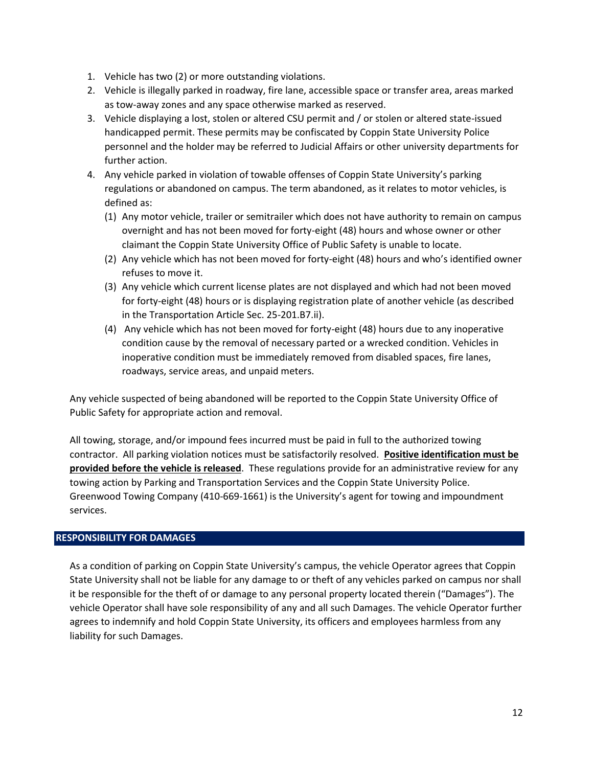1. Vehicle has two (2) or more outstanding violations.
2. Vehicle is illegally parked in roadway, fire lane, accessible space or transfer area, areas marked as tow-away zones and any space otherwise marked as reserved.
3. Vehicle displaying a lost, stolen or altered CSU permit and / or stolen or altered state-issued handicapped permit. These permits may be confiscated by Coppin State University Police personnel and the holder may be referred to Judicial Affairs or other university departments for further action.
4. Any vehicle parked in violation of towable offenses of Coppin State University's parking regulations or abandoned on campus. The term abandoned, as it relates to motor vehicles, is defined as:
   (1) Any motor vehicle, trailer or semitrailer which does not have authority to remain on campus overnight and has not been moved for forty-eight (48) hours and whose owner or other claimant the Coppin State University Office of Public Safety is unable to locate.
   (2) Any vehicle which has not been moved for forty-eight (48) hours and who's identified owner refuses to move it.
   (3) Any vehicle which current license plates are not displayed and which had not been moved for forty-eight (48) hours or is displaying registration plate of another vehicle (as described in the Transportation Article Sec. 25-201.B7.ii).
   (4) Any vehicle which has not been moved for forty-eight (48) hours due to any inoperative condition cause by the removal of necessary parted or a wrecked condition. Vehicles in inoperative condition must be immediately removed from disabled spaces, fire lanes, roadways, service areas, and unpaid meters.

Any vehicle suspected of being abandoned will be reported to the Coppin State University Office of Public Safety for appropriate action and removal.

All towing, storage, and/or impound fees incurred must be paid in full to the authorized towing contractor. All parking violation notices must be satisfactorily resolved. **Positive identification must be provided before the vehicle is released**. These regulations provide for an administrative review for any towing action by Parking and Transportation Services and the Coppin State University Police. Greenwood Towing Company (410-669-1661) is the University's agent for towing and impoundment services.

## RESPONSIBILITY FOR DAMAGES

As a condition of parking on Coppin State University's campus, the vehicle Operator agrees that Coppin State University shall not be liable for any damage to or theft of any vehicles parked on campus nor shall it be responsible for the theft of or damage to any personal property located therein ("Damages"). The vehicle Operator shall have sole responsibility of any and all such Damages. The vehicle Operator further agrees to indemnify and hold Coppin State University, its officers and employees harmless from any liability for such Damages.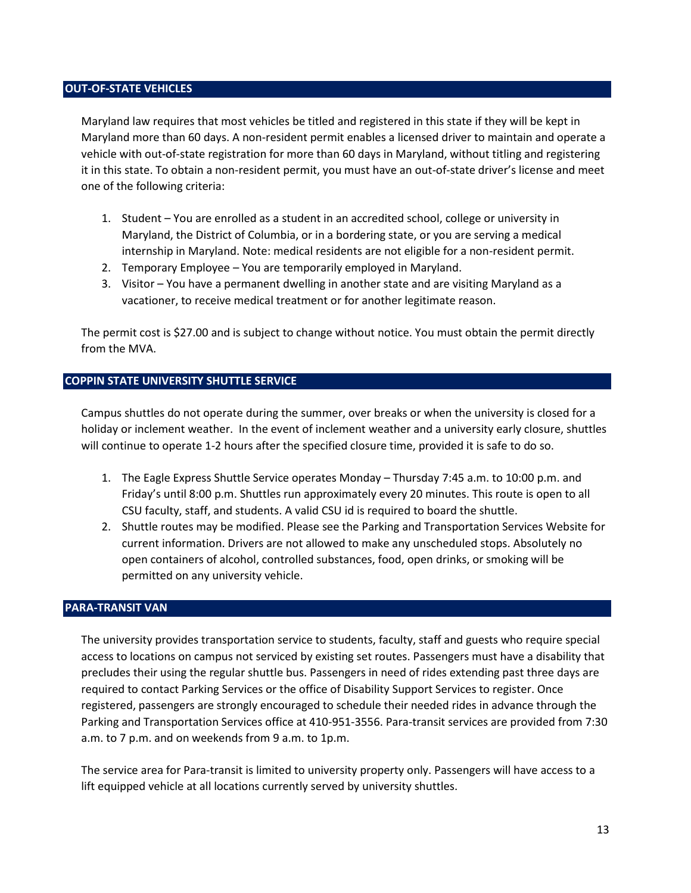## OUT-OF-STATE VEHICLES

Maryland law requires that most vehicles be titled and registered in this state if they will be kept in Maryland more than 60 days. A non-resident permit enables a licensed driver to maintain and operate a vehicle with out-of-state registration for more than 60 days in Maryland, without titling and registering it in this state. To obtain a non-resident permit, you must have an out-of-state driver's license and meet one of the following criteria:

1. Student – You are enrolled as a student in an accredited school, college or university in Maryland, the District of Columbia, or in a bordering state, or you are serving a medical internship in Maryland. Note: medical residents are not eligible for a non-resident permit.
2. Temporary Employee – You are temporarily employed in Maryland.
3. Visitor – You have a permanent dwelling in another state and are visiting Maryland as a vacationer, to receive medical treatment or for another legitimate reason.

The permit cost is $27.00 and is subject to change without notice. You must obtain the permit directly from the MVA.

## COPPIN STATE UNIVERSITY SHUTTLE SERVICE

Campus shuttles do not operate during the summer, over breaks or when the university is closed for a holiday or inclement weather. In the event of inclement weather and a university early closure, shuttles will continue to operate 1-2 hours after the specified closure time, provided it is safe to do so.

1. The Eagle Express Shuttle Service operates Monday – Thursday 7:45 a.m. to 10:00 p.m. and Friday's until 8:00 p.m. Shuttles run approximately every 20 minutes. This route is open to all CSU faculty, staff, and students. A valid CSU id is required to board the shuttle.
2. Shuttle routes may be modified. Please see the Parking and Transportation Services Website for current information. Drivers are not allowed to make any unscheduled stops. Absolutely no open containers of alcohol, controlled substances, food, open drinks, or smoking will be permitted on any university vehicle.

## PARA-TRANSIT VAN

The university provides transportation service to students, faculty, staff and guests who require special access to locations on campus not serviced by existing set routes. Passengers must have a disability that precludes their using the regular shuttle bus. Passengers in need of rides extending past three days are required to contact Parking Services or the office of Disability Support Services to register. Once registered, passengers are strongly encouraged to schedule their needed rides in advance through the Parking and Transportation Services office at 410-951-3556. Para-transit services are provided from 7:30 a.m. to 7 p.m. and on weekends from 9 a.m. to 1p.m.

The service area for Para-transit is limited to university property only. Passengers will have access to a lift equipped vehicle at all locations currently served by university shuttles.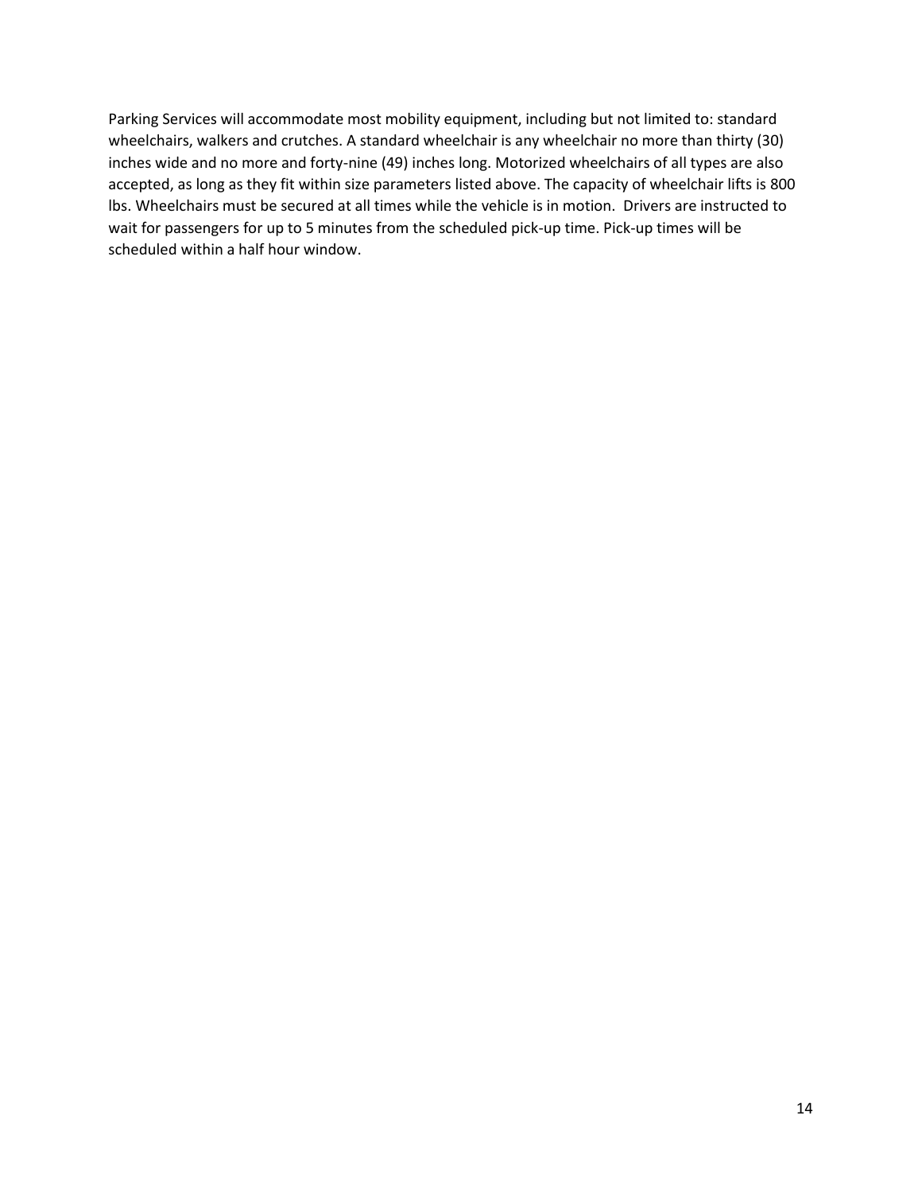Parking Services will accommodate most mobility equipment, including but not limited to: standard wheelchairs, walkers and crutches. A standard wheelchair is any wheelchair no more than thirty (30) inches wide and no more and forty-nine (49) inches long. Motorized wheelchairs of all types are also accepted, as long as they fit within size parameters listed above. The capacity of wheelchair lifts is 800 lbs. Wheelchairs must be secured at all times while the vehicle is in motion. Drivers are instructed to wait for passengers for up to 5 minutes from the scheduled pick-up time. Pick-up times will be scheduled within a half hour window.